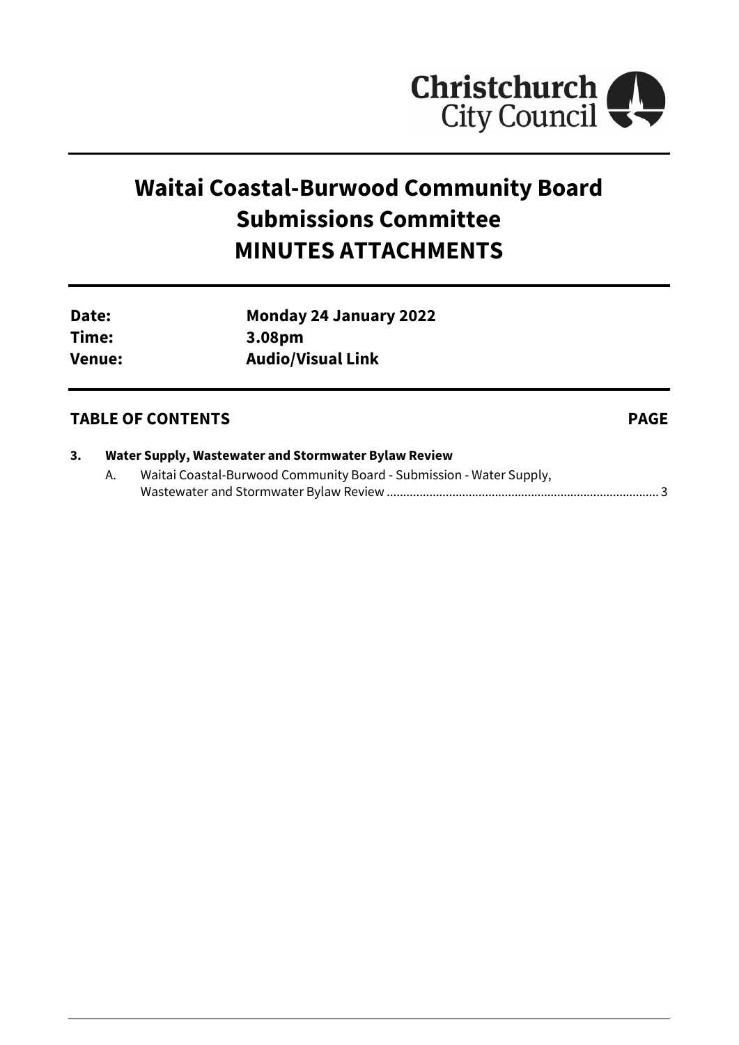Christchurch City Council

# Waitai Coastal-Burwood Community Board Submissions Committee MINUTES ATTACHMENTS

| | |
|---|---|
| **Date:** | **Monday 24 January 2022** |
| **Time:** | **3.08pm** |
| **Venue:** | **Audio/Visual Link** |

## TABLE OF CONTENTS **PAGE**

**3. Water Supply, Wastewater and Stormwater Bylaw Review**

A. Waitai Coastal-Burwood Community Board - Submission - Water Supply, Wastewater and Stormwater Bylaw Review ................................................................................ 3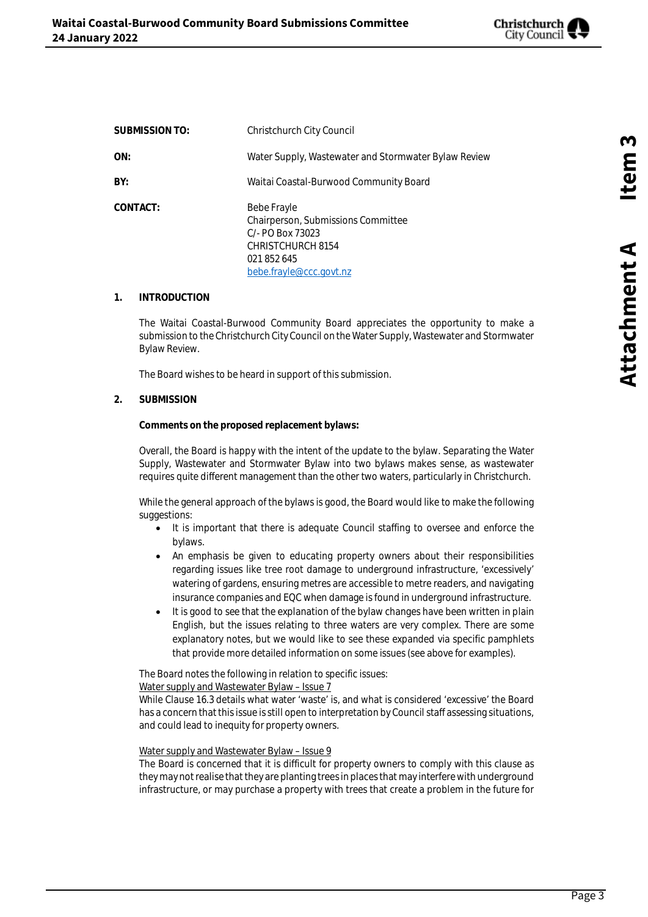| | |
|---|---|
| **SUBMISSION TO:** | Christchurch City Council |
| **ON:** | Water Supply, Wastewater and Stormwater Bylaw Review |
| **BY:** | Waitai Coastal-Burwood Community Board |
| **CONTACT:** | Bebe Frayle<br>Chairperson, Submissions Committee<br>C/- PO Box 73023<br>CHRISTCHURCH 8154<br>021 852 645<br>bebe.frayle@ccc.govt.nz |

## 1. INTRODUCTION

The Waitai Coastal-Burwood Community Board appreciates the opportunity to make a submission to the Christchurch City Council on the Water Supply, Wastewater and Stormwater Bylaw Review.

The Board wishes to be heard in support of this submission.

## 2. SUBMISSION

**Comments on the proposed replacement bylaws:**

Overall, the Board is happy with the intent of the update to the bylaw. Separating the Water Supply, Wastewater and Stormwater Bylaw into two bylaws makes sense, as wastewater requires quite different management than the other two waters, particularly in Christchurch.

While the general approach of the bylaws is good, the Board would like to make the following suggestions:

- It is important that there is adequate Council staffing to oversee and enforce the bylaws.
- An emphasis be given to educating property owners about their responsibilities regarding issues like tree root damage to underground infrastructure, 'excessively' watering of gardens, ensuring metres are accessible to metre readers, and navigating insurance companies and EQC when damage is found in underground infrastructure.
- It is good to see that the explanation of the bylaw changes have been written in plain English, but the issues relating to three waters are very complex. There are some explanatory notes, but we would like to see these expanded via specific pamphlets that provide more detailed information on some issues (see above for examples).

The Board notes the following in relation to specific issues:

Water supply and Wastewater Bylaw – Issue 7

While Clause 16.3 details what water 'waste' is, and what is considered 'excessive' the Board has a concern that this issue is still open to interpretation by Council staff assessing situations, and could lead to inequity for property owners.

Water supply and Wastewater Bylaw – Issue 9

The Board is concerned that it is difficult for property owners to comply with this clause as they may not realise that they are planting trees in places that may interfere with underground infrastructure, or may purchase a property with trees that create a problem in the future for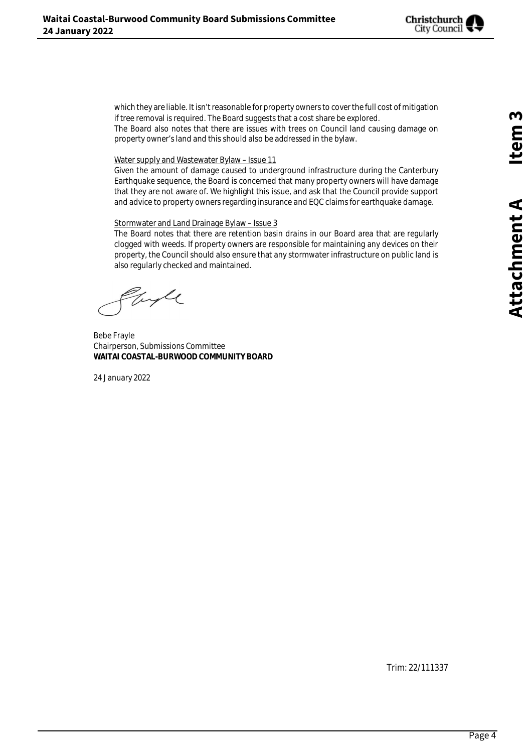which they are liable. It isn't reasonable for property owners to cover the full cost of mitigation if tree removal is required. The Board suggests that a cost share be explored.
The Board also notes that there are issues with trees on Council land causing damage on property owner's land and this should also be addressed in the bylaw.

Water supply and Wastewater Bylaw – Issue 11
Given the amount of damage caused to underground infrastructure during the Canterbury Earthquake sequence, the Board is concerned that many property owners will have damage that they are not aware of. We highlight this issue, and ask that the Council provide support and advice to property owners regarding insurance and EQC claims for earthquake damage.

Stormwater and Land Drainage Bylaw – Issue 3
The Board notes that there are retention basin drains in our Board area that are regularly clogged with weeds. If property owners are responsible for maintaining any devices on their property, the Council should also ensure that any stormwater infrastructure on public land is also regularly checked and maintained.

Bebe Frayle
Chairperson, Submissions Committee
**WAITAI COASTAL-BURWOOD COMMUNITY BOARD**

24 January 2022

Trim: 22/111337